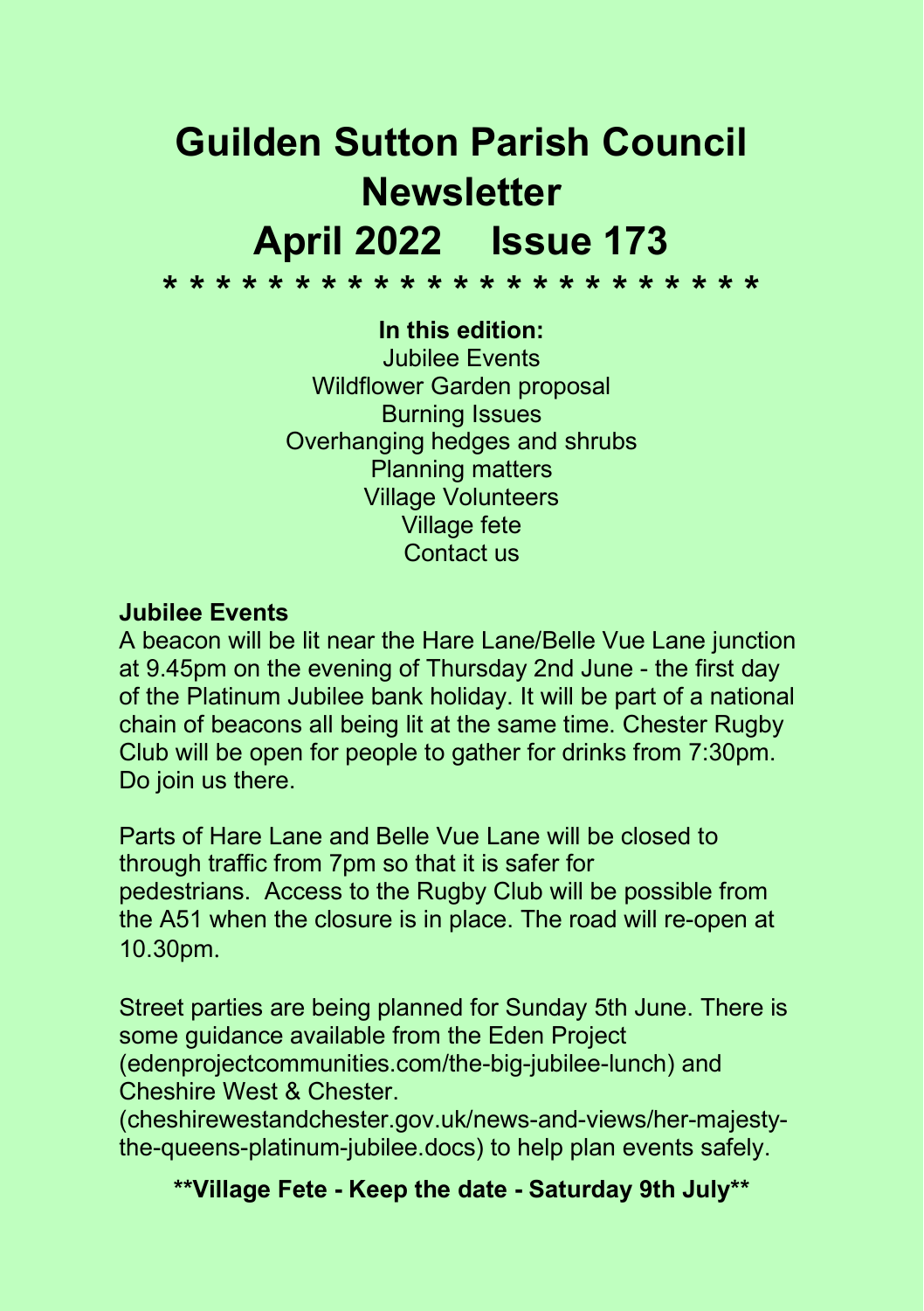# Guilden Sutton Parish Council Newsletter

# April 2022    Issue 173

\* \* \* \* \* \* \* \* \* \* \* \* \* \* \* \* \* \* \* \* \* \* \* \*

**In this edition:**

Jubilee Events
Wildflower Garden proposal
Burning Issues
Overhanging hedges and shrubs
Planning matters
Village Volunteers
Village fete
Contact us

## Jubilee Events

A beacon will be lit near the Hare Lane/Belle Vue Lane junction at 9.45pm on the evening of Thursday 2nd June - the first day of the Platinum Jubilee bank holiday. It will be part of a national chain of beacons all being lit at the same time. Chester Rugby Club will be open for people to gather for drinks from 7:30pm. Do join us there.

Parts of Hare Lane and Belle Vue Lane will be closed to through traffic from 7pm so that it is safer for pedestrians. Access to the Rugby Club will be possible from the A51 when the closure is in place. The road will re-open at 10.30pm.

Street parties are being planned for Sunday 5th June. There is some guidance available from the Eden Project (edenprojectcommunities.com/the-big-jubilee-lunch) and Cheshire West & Chester. (cheshirewestandchester.gov.uk/news-and-views/her-majesty-the-queens-platinum-jubilee.docs) to help plan events safely.

**\*\*Village Fete - Keep the date - Saturday 9th July\*\***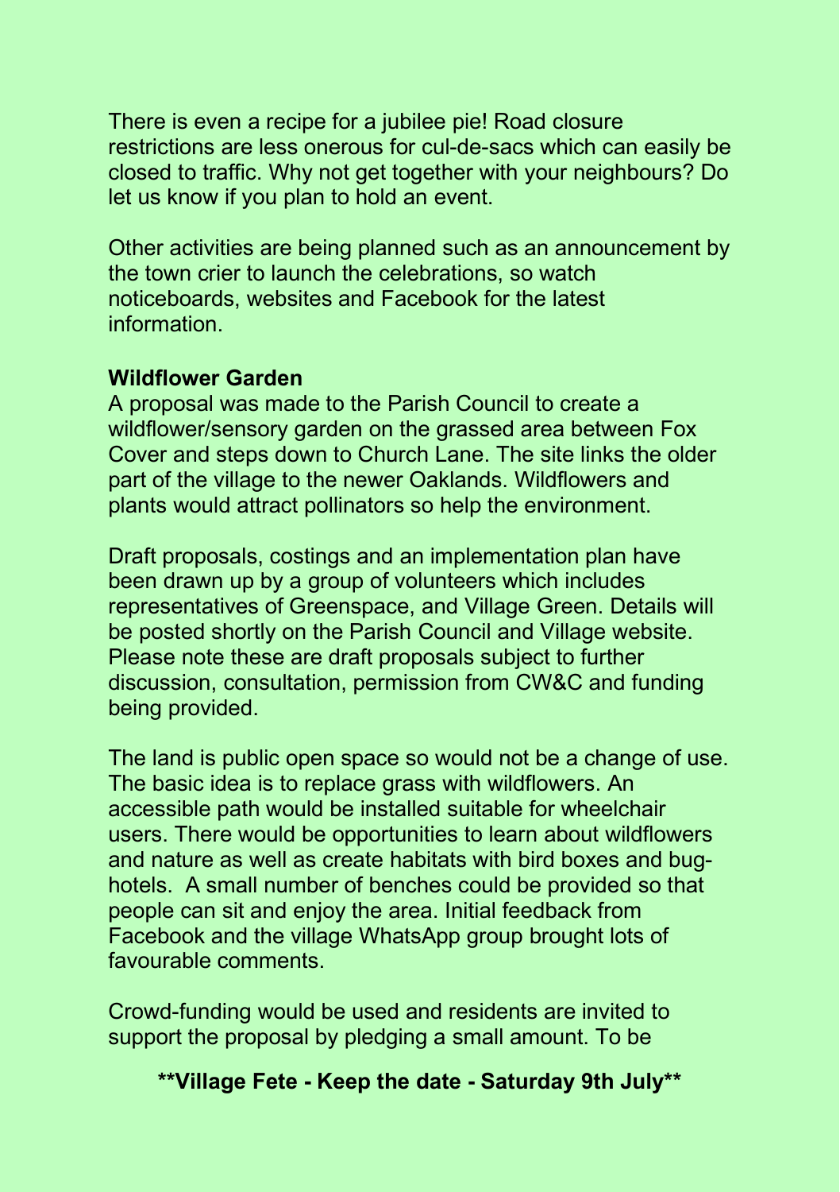There is even a recipe for a jubilee pie! Road closure restrictions are less onerous for cul-de-sacs which can easily be closed to traffic. Why not get together with your neighbours? Do let us know if you plan to hold an event.

Other activities are being planned such as an announcement by the town crier to launch the celebrations, so watch noticeboards, websites and Facebook for the latest information.

**Wildflower Garden**

A proposal was made to the Parish Council to create a wildflower/sensory garden on the grassed area between Fox Cover and steps down to Church Lane. The site links the older part of the village to the newer Oaklands. Wildflowers and plants would attract pollinators so help the environment.

Draft proposals, costings and an implementation plan have been drawn up by a group of volunteers which includes representatives of Greenspace, and Village Green. Details will be posted shortly on the Parish Council and Village website. Please note these are draft proposals subject to further discussion, consultation, permission from CW&C and funding being provided.

The land is public open space so would not be a change of use. The basic idea is to replace grass with wildflowers. An accessible path would be installed suitable for wheelchair users. There would be opportunities to learn about wildflowers and nature as well as create habitats with bird boxes and bug-hotels. A small number of benches could be provided so that people can sit and enjoy the area. Initial feedback from Facebook and the village WhatsApp group brought lots of favourable comments.

Crowd-funding would be used and residents are invited to support the proposal by pledging a small amount. To be

**\*\*Village Fete - Keep the date - Saturday 9th July\*\***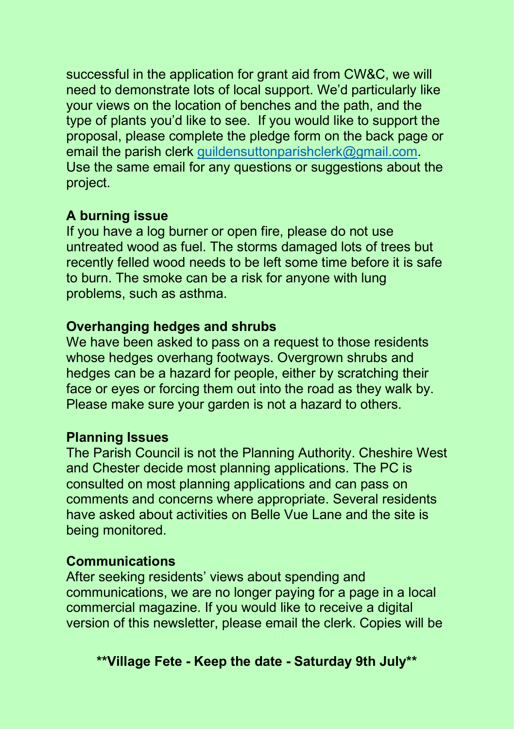successful in the application for grant aid from CW&C, we will need to demonstrate lots of local support. We'd particularly like your views on the location of benches and the path, and the type of plants you'd like to see. If you would like to support the proposal, please complete the pledge form on the back page or email the parish clerk guildensuttonparishclerk@gmail.com. Use the same email for any questions or suggestions about the project.

**A burning issue**

If you have a log burner or open fire, please do not use untreated wood as fuel. The storms damaged lots of trees but recently felled wood needs to be left some time before it is safe to burn. The smoke can be a risk for anyone with lung problems, such as asthma.

**Overhanging hedges and shrubs**

We have been asked to pass on a request to those residents whose hedges overhang footways. Overgrown shrubs and hedges can be a hazard for people, either by scratching their face or eyes or forcing them out into the road as they walk by. Please make sure your garden is not a hazard to others.

**Planning Issues**

The Parish Council is not the Planning Authority. Cheshire West and Chester decide most planning applications. The PC is consulted on most planning applications and can pass on comments and concerns where appropriate. Several residents have asked about activities on Belle Vue Lane and the site is being monitored.

**Communications**

After seeking residents' views about spending and communications, we are no longer paying for a page in a local commercial magazine. If you would like to receive a digital version of this newsletter, please email the clerk. Copies will be

**\*\*Village Fete - Keep the date - Saturday 9th July\*\***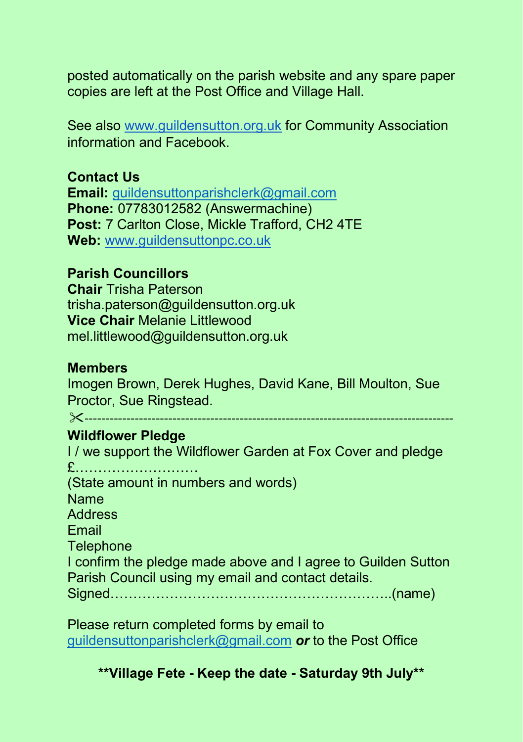posted automatically on the parish website and any spare paper copies are left at the Post Office and Village Hall.

See also www.guildensutton.org.uk for Community Association information and Facebook.

**Contact Us**
**Email:** guildensuttonparishclerk@gmail.com
**Phone:** 07783012582 (Answermachine)
**Post:** 7 Carlton Close, Mickle Trafford, CH2 4TE
**Web:** www.guildensuttonpc.co.uk

**Parish Councillors**
**Chair** Trisha Paterson
trisha.paterson@guildensutton.org.uk
**Vice Chair** Melanie Littlewood
mel.littlewood@guildensutton.org.uk

**Members**
Imogen Brown, Derek Hughes, David Kane, Bill Moulton, Sue Proctor, Sue Ringstead.

✂-----------------------------------------------------------------------------------

**Wildflower Pledge**
I / we support the Wildflower Garden at Fox Cover and pledge £………………………
(State amount in numbers and words)
Name
Address
Email
Telephone
I confirm the pledge made above and I agree to Guilden Sutton Parish Council using my email and contact details.
Signed……………………………………………………..(name)

Please return completed forms by email to guildensuttonparishclerk@gmail.com ***or*** to the Post Office

**\*\*Village Fete - Keep the date - Saturday 9th July\*\***